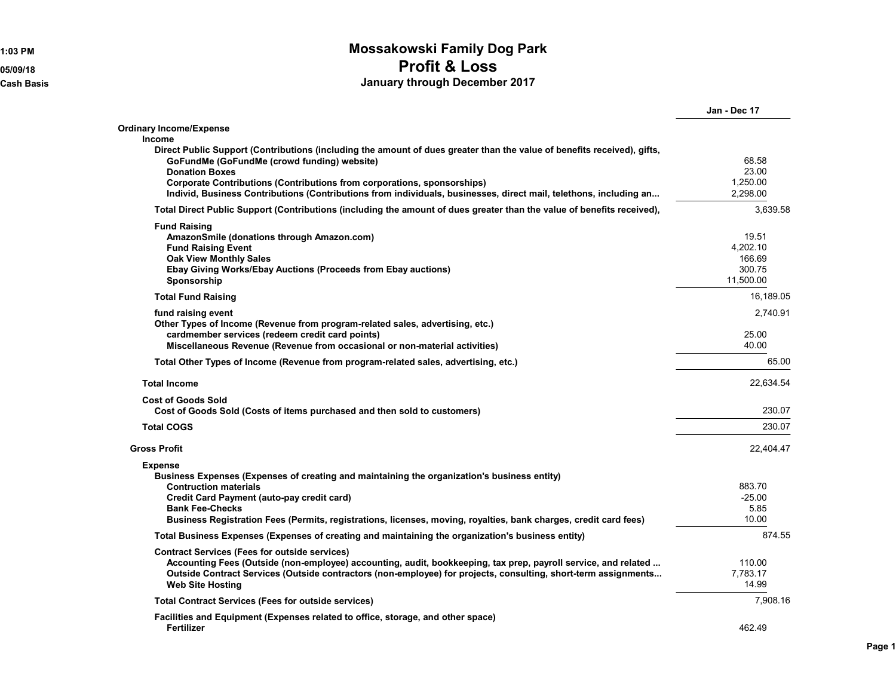1:03 PM

05/09/18

Cash Basis

# Mossakowski Family Dog Park
## Profit & Loss
### January through December 2017

| | | Jan - Dec 17 |
|---|---|---|
| **Ordinary Income/Expense** | | |
| **Income** | | |
| **Direct Public Support (Contributions (including the amount of dues greater than the value of benefits received), gifts,** | | |
| **GoFundMe (GoFundMe (crowd funding) website)** | 68.58 | |
| **Donation Boxes** | 23.00 | |
| **Corporate Contributions (Contributions from corporations, sponsorships)** | 1,250.00 | |
| **Individ, Business Contributions (Contributions from individuals, businesses, direct mail, telethons, including an...** | 2,298.00 | |
| **Total Direct Public Support (Contributions (including the amount of dues greater than the value of benefits received),** | | 3,639.58 |
| **Fund Raising** | | |
| **AmazonSmile (donations through Amazon.com)** | 19.51 | |
| **Fund Raising Event** | 4,202.10 | |
| **Oak View Monthly Sales** | 166.69 | |
| **Ebay Giving Works/Ebay Auctions (Proceeds from Ebay auctions)** | 300.75 | |
| **Sponsorship** | 11,500.00 | |
| **Total Fund Raising** | | 16,189.05 |
| **fund raising event** | | 2,740.91 |
| **Other Types of Income (Revenue from program-related sales, advertising, etc.)** | | |
| **cardmember services (redeem credit card points)** | 25.00 | |
| **Miscellaneous Revenue (Revenue from occasional or non-material activities)** | 40.00 | |
| **Total Other Types of Income (Revenue from program-related sales, advertising, etc.)** | | 65.00 |
| **Total Income** | | 22,634.54 |
| **Cost of Goods Sold** | | |
| **Cost of Goods Sold (Costs of items purchased and then sold to customers)** | | 230.07 |
| **Total COGS** | | 230.07 |
| **Gross Profit** | | 22,404.47 |
| **Expense** | | |
| **Business Expenses (Expenses of creating and maintaining the organization's business entity)** | | |
| **Contruction materials** | 883.70 | |
| **Credit Card Payment (auto-pay credit card)** | -25.00 | |
| **Bank Fee-Checks** | 5.85 | |
| **Business Registration Fees (Permits, registrations, licenses, moving, royalties, bank charges, credit card fees)** | 10.00 | |
| **Total Business Expenses (Expenses of creating and maintaining the organization's business entity)** | | 874.55 |
| **Contract Services (Fees for outside services)** | | |
| **Accounting Fees (Outside (non-employee) accounting, audit, bookkeeping, tax prep, payroll service, and related ...** | 110.00 | |
| **Outside Contract Services (Outside contractors (non-employee) for projects, consulting, short-term assignments...** | 7,783.17 | |
| **Web Site Hosting** | 14.99 | |
| **Total Contract Services (Fees for outside services)** | | 7,908.16 |
| **Facilities and Equipment (Expenses related to office, storage, and other space)** | | |
| **Fertilizer** | 462.49 | |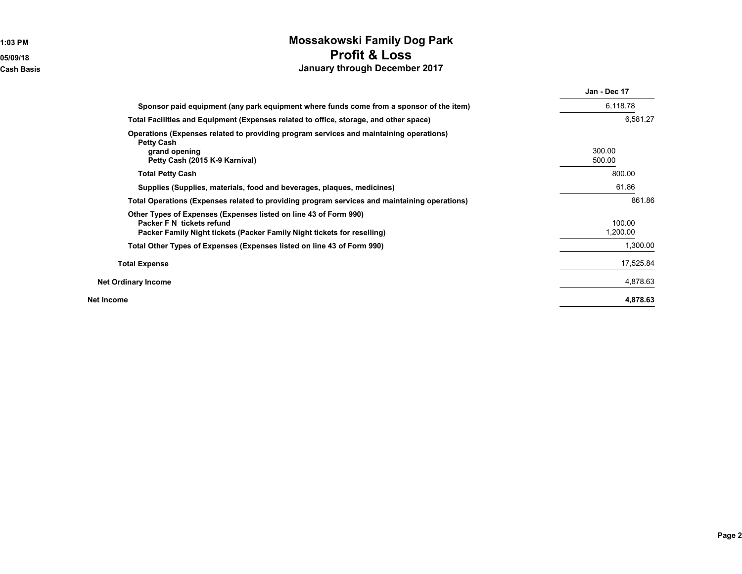# Mossakowski Family Dog Park
## Profit & Loss
### January through December 2017

1:03 PM
05/09/18
Cash Basis

| | | |
|---|---|---|
| | | **Jan - Dec 17** |
| **Sponsor paid equipment (any park equipment where funds come from a sponsor of the item)** | 6,118.78 | |
| **Total Facilities and Equipment (Expenses related to office, storage, and other space)** | | 6,581.27 |
| **Operations (Expenses related to providing program services and maintaining operations)** | | |
| **Petty Cash** | | |
| **grand opening** | 300.00 | |
| **Petty Cash (2015 K-9 Karnival)** | 500.00 | |
| **Total Petty Cash** | 800.00 | |
| **Supplies (Supplies, materials, food and beverages, plaques, medicines)** | 61.86 | |
| **Total Operations (Expenses related to providing program services and maintaining operations)** | | 861.86 |
| **Other Types of Expenses (Expenses listed on line 43 of Form 990)** | | |
| **Packer F N tickets refund** | 100.00 | |
| **Packer Family Night tickets (Packer Family Night tickets for reselling)** | 1,200.00 | |
| **Total Other Types of Expenses (Expenses listed on line 43 of Form 990)** | | 1,300.00 |
| **Total Expense** | | 17,525.84 |
| **Net Ordinary Income** | | 4,878.63 |
| **Net Income** | | **4,878.63** |